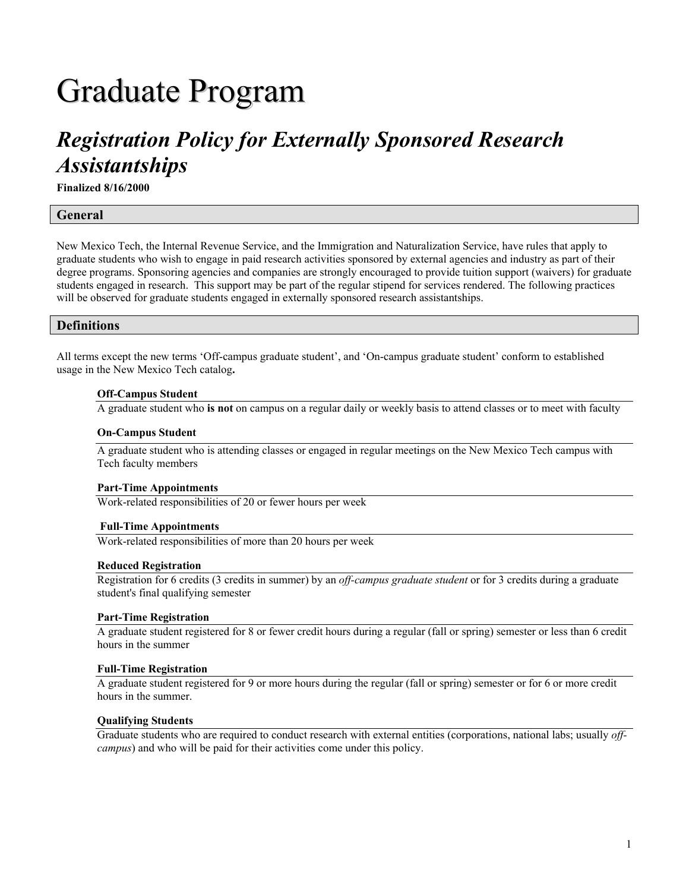# Graduate Program

## *Registration Policy for Externally Sponsored Research Assistantships*

**Finalized 8/16/2000**

## General

New Mexico Tech, the Internal Revenue Service, and the Immigration and Naturalization Service, have rules that apply to graduate students who wish to engage in paid research activities sponsored by external agencies and industry as part of their degree programs. Sponsoring agencies and companies are strongly encouraged to provide tuition support (waivers) for graduate students engaged in research. This support may be part of the regular stipend for services rendered. The following practices will be observed for graduate students engaged in externally sponsored research assistantships.

## Definitions

All terms except the new terms 'Off-campus graduate student', and 'On-campus graduate student' conform to established usage in the New Mexico Tech catalog**.**

**Off-Campus Student**

A graduate student who **is not** on campus on a regular daily or weekly basis to attend classes or to meet with faculty

**On-Campus Student**

A graduate student who is attending classes or engaged in regular meetings on the New Mexico Tech campus with Tech faculty members

**Part-Time Appointments**

Work-related responsibilities of 20 or fewer hours per week

**Full-Time Appointments**

Work-related responsibilities of more than 20 hours per week

**Reduced Registration**

Registration for 6 credits (3 credits in summer) by an *off-campus graduate student* or for 3 credits during a graduate student's final qualifying semester

**Part-Time Registration**

A graduate student registered for 8 or fewer credit hours during a regular (fall or spring) semester or less than 6 credit hours in the summer

**Full-Time Registration**

A graduate student registered for 9 or more hours during the regular (fall or spring) semester or for 6 or more credit hours in the summer.

**Qualifying Students**

Graduate students who are required to conduct research with external entities (corporations, national labs; usually *off-campus*) and who will be paid for their activities come under this policy.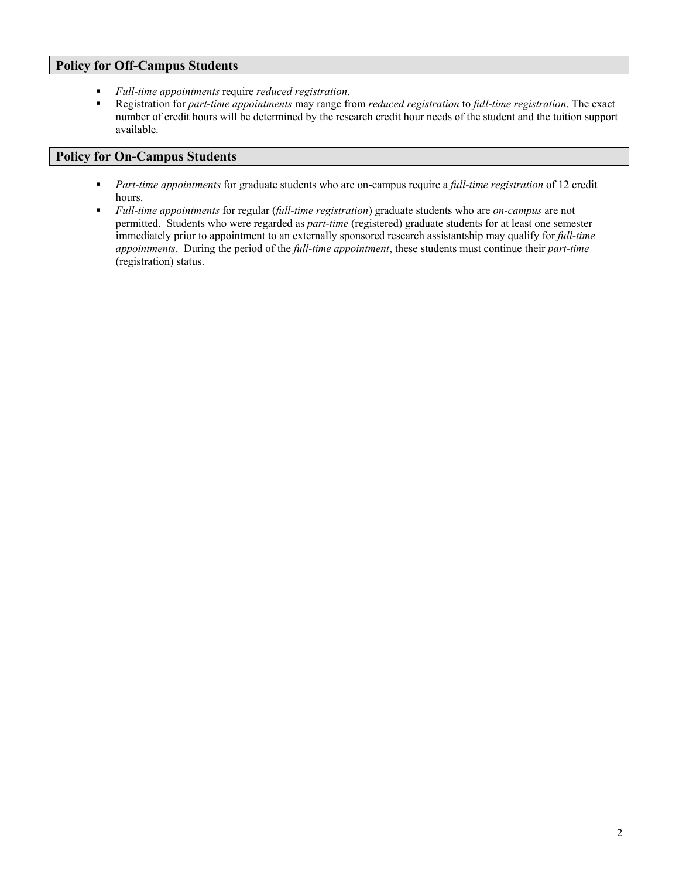## Policy for Off-Campus Students

- *Full-time appointments* require *reduced registration*.
- Registration for *part-time appointments* may range from *reduced registration* to *full-time registration*. The exact number of credit hours will be determined by the research credit hour needs of the student and the tuition support available.

## Policy for On-Campus Students

- *Part-time appointments* for graduate students who are on-campus require a *full-time registration* of 12 credit hours.
- *Full-time appointments* for regular (*full-time registration*) graduate students who are *on-campus* are not permitted. Students who were regarded as *part-time* (registered) graduate students for at least one semester immediately prior to appointment to an externally sponsored research assistantship may qualify for *full-time appointments*. During the period of the *full-time appointment*, these students must continue their *part-time* (registration) status.